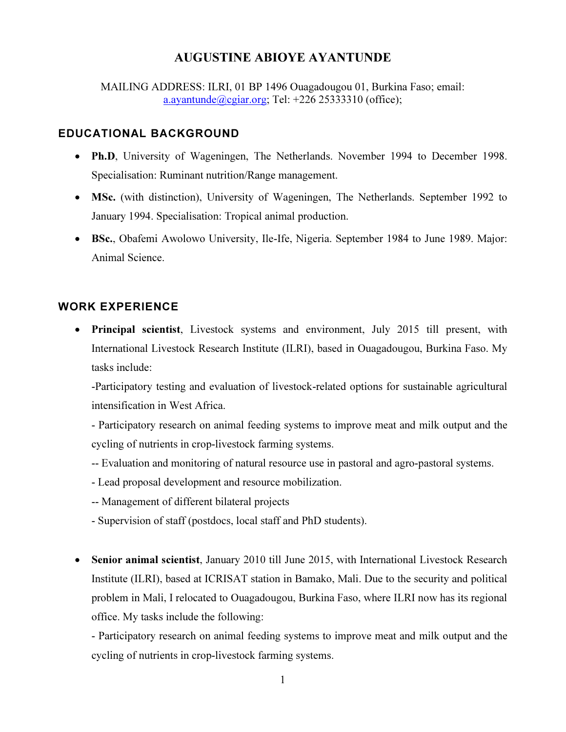# AUGUSTINE ABIOYE AYANTUNDE

MAILING ADDRESS: ILRI, 01 BP 1496 Ouagadougou 01, Burkina Faso; email: a.ayantunde@cgiar.org; Tel: +226 25333310 (office);

## EDUCATIONAL BACKGROUND

- **Ph.D**, University of Wageningen, The Netherlands. November 1994 to December 1998. Specialisation: Ruminant nutrition/Range management.
- **MSc.** (with distinction), University of Wageningen, The Netherlands. September 1992 to January 1994. Specialisation: Tropical animal production.
- **BSc.**, Obafemi Awolowo University, Ile-Ife, Nigeria. September 1984 to June 1989. Major: Animal Science.

## WORK EXPERIENCE

- **Principal scientist**, Livestock systems and environment, July 2015 till present, with International Livestock Research Institute (ILRI), based in Ouagadougou, Burkina Faso. My tasks include:

  -Participatory testing and evaluation of livestock-related options for sustainable agricultural intensification in West Africa.

  - Participatory research on animal feeding systems to improve meat and milk output and the cycling of nutrients in crop-livestock farming systems.

  -- Evaluation and monitoring of natural resource use in pastoral and agro-pastoral systems.

  - Lead proposal development and resource mobilization.

  -- Management of different bilateral projects

  - Supervision of staff (postdocs, local staff and PhD students).

- **Senior animal scientist**, January 2010 till June 2015, with International Livestock Research Institute (ILRI), based at ICRISAT station in Bamako, Mali. Due to the security and political problem in Mali, I relocated to Ouagadougou, Burkina Faso, where ILRI now has its regional office. My tasks include the following:

  - Participatory research on animal feeding systems to improve meat and milk output and the cycling of nutrients in crop-livestock farming systems.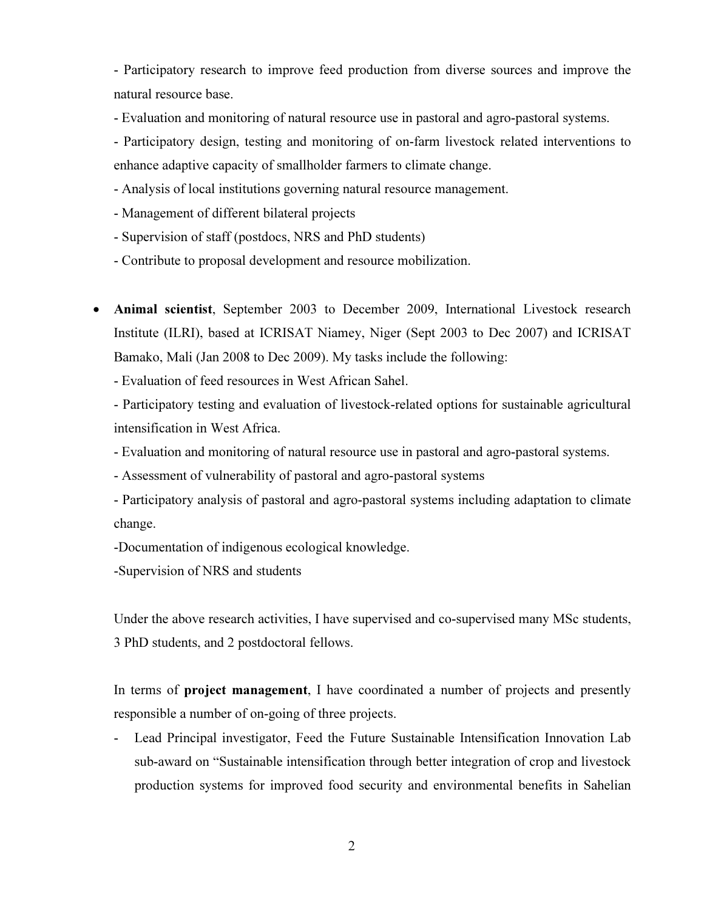- Participatory research to improve feed production from diverse sources and improve the natural resource base.

- Evaluation and monitoring of natural resource use in pastoral and agro-pastoral systems.

- Participatory design, testing and monitoring of on-farm livestock related interventions to enhance adaptive capacity of smallholder farmers to climate change.

- Analysis of local institutions governing natural resource management.

- Management of different bilateral projects

- Supervision of staff (postdocs, NRS and PhD students)

- Contribute to proposal development and resource mobilization.

- **Animal scientist**, September 2003 to December 2009, International Livestock research Institute (ILRI), based at ICRISAT Niamey, Niger (Sept 2003 to Dec 2007) and ICRISAT Bamako, Mali (Jan 2008 to Dec 2009). My tasks include the following:

  - Evaluation of feed resources in West African Sahel.

  - Participatory testing and evaluation of livestock-related options for sustainable agricultural intensification in West Africa.

  - Evaluation and monitoring of natural resource use in pastoral and agro-pastoral systems.

  - Assessment of vulnerability of pastoral and agro-pastoral systems

  - Participatory analysis of pastoral and agro-pastoral systems including adaptation to climate change.

  -Documentation of indigenous ecological knowledge.

  -Supervision of NRS and students

  Under the above research activities, I have supervised and co-supervised many MSc students, 3 PhD students, and 2 postdoctoral fellows.

  In terms of **project management**, I have coordinated a number of projects and presently responsible a number of on-going of three projects.

  - Lead Principal investigator, Feed the Future Sustainable Intensification Innovation Lab sub-award on "Sustainable intensification through better integration of crop and livestock production systems for improved food security and environmental benefits in Sahelian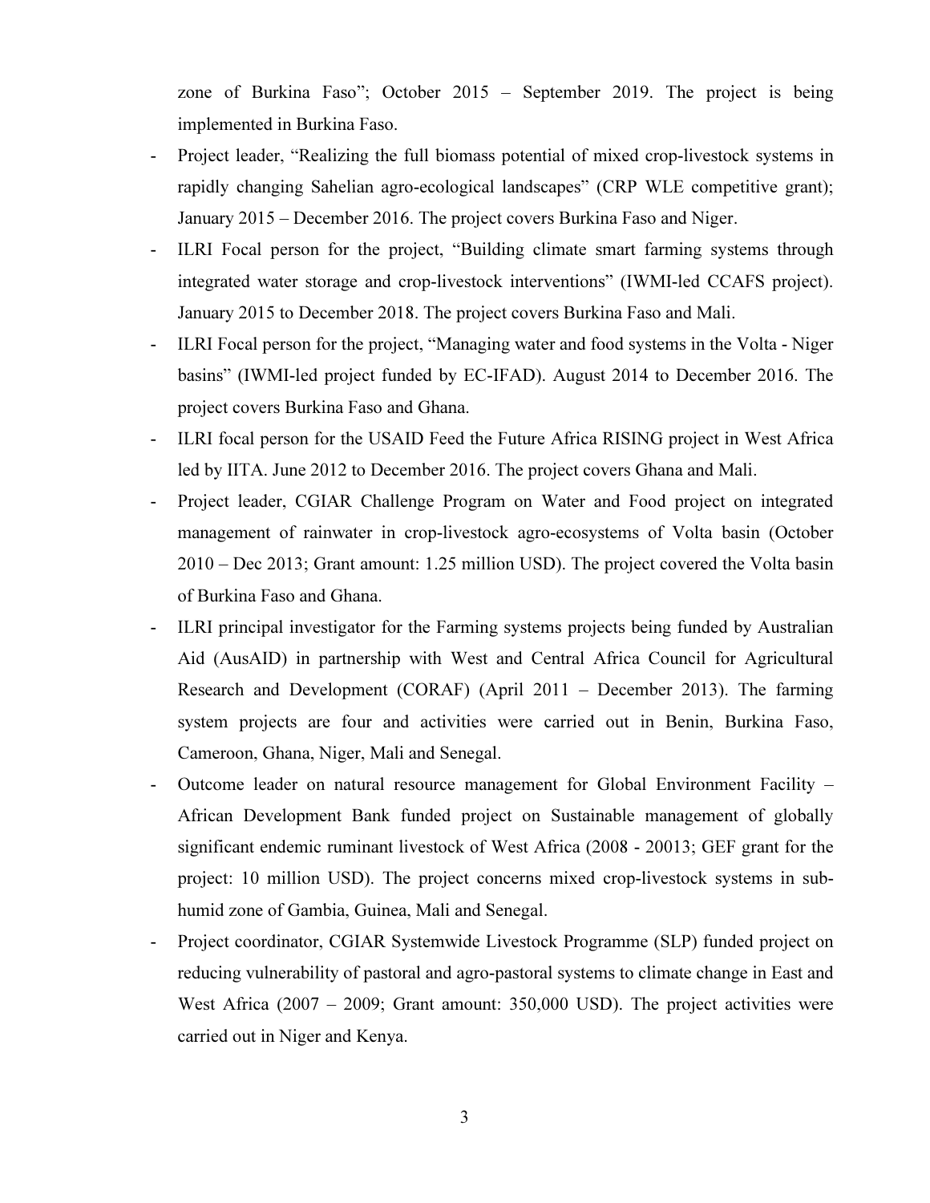zone of Burkina Faso"; October 2015 – September 2019. The project is being implemented in Burkina Faso.

- Project leader, "Realizing the full biomass potential of mixed crop-livestock systems in rapidly changing Sahelian agro-ecological landscapes" (CRP WLE competitive grant); January 2015 – December 2016. The project covers Burkina Faso and Niger.
- ILRI Focal person for the project, "Building climate smart farming systems through integrated water storage and crop-livestock interventions" (IWMI-led CCAFS project). January 2015 to December 2018. The project covers Burkina Faso and Mali.
- ILRI Focal person for the project, "Managing water and food systems in the Volta - Niger basins" (IWMI-led project funded by EC-IFAD). August 2014 to December 2016. The project covers Burkina Faso and Ghana.
- ILRI focal person for the USAID Feed the Future Africa RISING project in West Africa led by IITA. June 2012 to December 2016. The project covers Ghana and Mali.
- Project leader, CGIAR Challenge Program on Water and Food project on integrated management of rainwater in crop-livestock agro-ecosystems of Volta basin (October 2010 – Dec 2013; Grant amount: 1.25 million USD). The project covered the Volta basin of Burkina Faso and Ghana.
- ILRI principal investigator for the Farming systems projects being funded by Australian Aid (AusAID) in partnership with West and Central Africa Council for Agricultural Research and Development (CORAF) (April 2011 – December 2013). The farming system projects are four and activities were carried out in Benin, Burkina Faso, Cameroon, Ghana, Niger, Mali and Senegal.
- Outcome leader on natural resource management for Global Environment Facility – African Development Bank funded project on Sustainable management of globally significant endemic ruminant livestock of West Africa (2008 - 20013; GEF grant for the project: 10 million USD). The project concerns mixed crop-livestock systems in sub-humid zone of Gambia, Guinea, Mali and Senegal.
- Project coordinator, CGIAR Systemwide Livestock Programme (SLP) funded project on reducing vulnerability of pastoral and agro-pastoral systems to climate change in East and West Africa (2007 – 2009; Grant amount: 350,000 USD). The project activities were carried out in Niger and Kenya.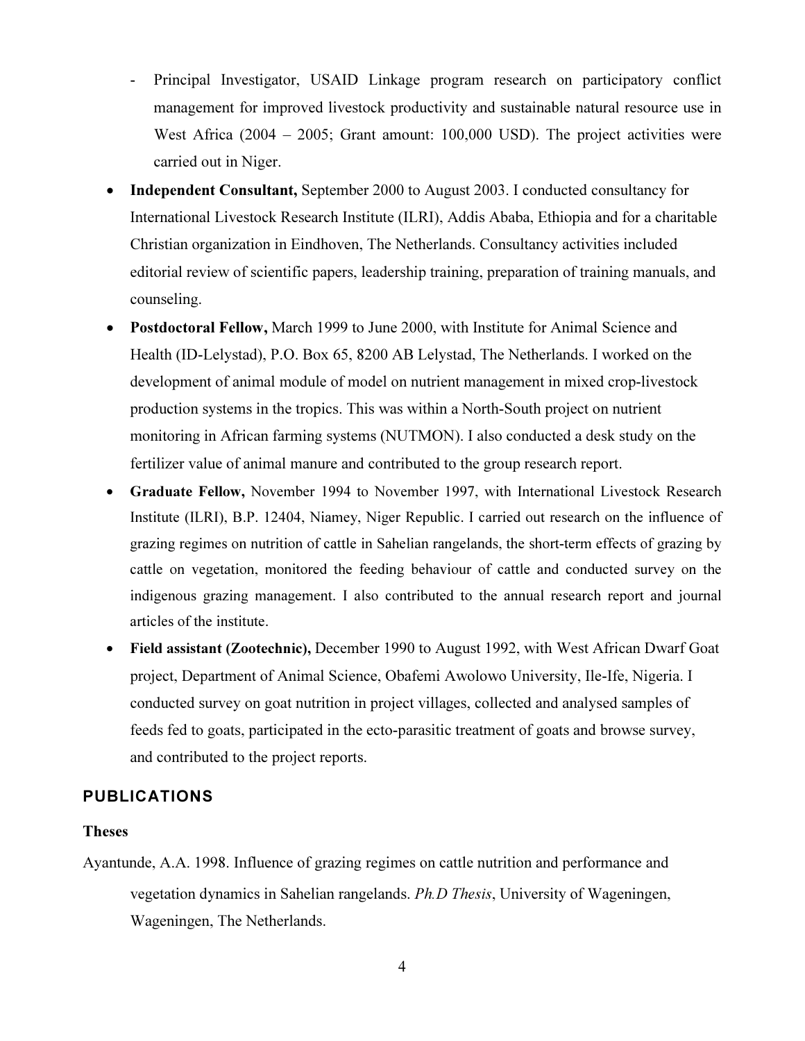- Principal Investigator, USAID Linkage program research on participatory conflict management for improved livestock productivity and sustainable natural resource use in West Africa (2004 – 2005; Grant amount: 100,000 USD). The project activities were carried out in Niger.

- **Independent Consultant,** September 2000 to August 2003. I conducted consultancy for International Livestock Research Institute (ILRI), Addis Ababa, Ethiopia and for a charitable Christian organization in Eindhoven, The Netherlands. Consultancy activities included editorial review of scientific papers, leadership training, preparation of training manuals, and counseling.
- **Postdoctoral Fellow,** March 1999 to June 2000, with Institute for Animal Science and Health (ID-Lelystad), P.O. Box 65, 8200 AB Lelystad, The Netherlands. I worked on the development of animal module of model on nutrient management in mixed crop-livestock production systems in the tropics. This was within a North-South project on nutrient monitoring in African farming systems (NUTMON). I also conducted a desk study on the fertilizer value of animal manure and contributed to the group research report.
- **Graduate Fellow,** November 1994 to November 1997, with International Livestock Research Institute (ILRI), B.P. 12404, Niamey, Niger Republic. I carried out research on the influence of grazing regimes on nutrition of cattle in Sahelian rangelands, the short-term effects of grazing by cattle on vegetation, monitored the feeding behaviour of cattle and conducted survey on the indigenous grazing management. I also contributed to the annual research report and journal articles of the institute.
- **Field assistant (Zootechnic),** December 1990 to August 1992, with West African Dwarf Goat project, Department of Animal Science, Obafemi Awolowo University, Ile-Ife, Nigeria. I conducted survey on goat nutrition in project villages, collected and analysed samples of feeds fed to goats, participated in the ecto-parasitic treatment of goats and browse survey, and contributed to the project reports.

## PUBLICATIONS

### Theses

Ayantunde, A.A. 1998. Influence of grazing regimes on cattle nutrition and performance and vegetation dynamics in Sahelian rangelands. *Ph.D Thesis*, University of Wageningen, Wageningen, The Netherlands.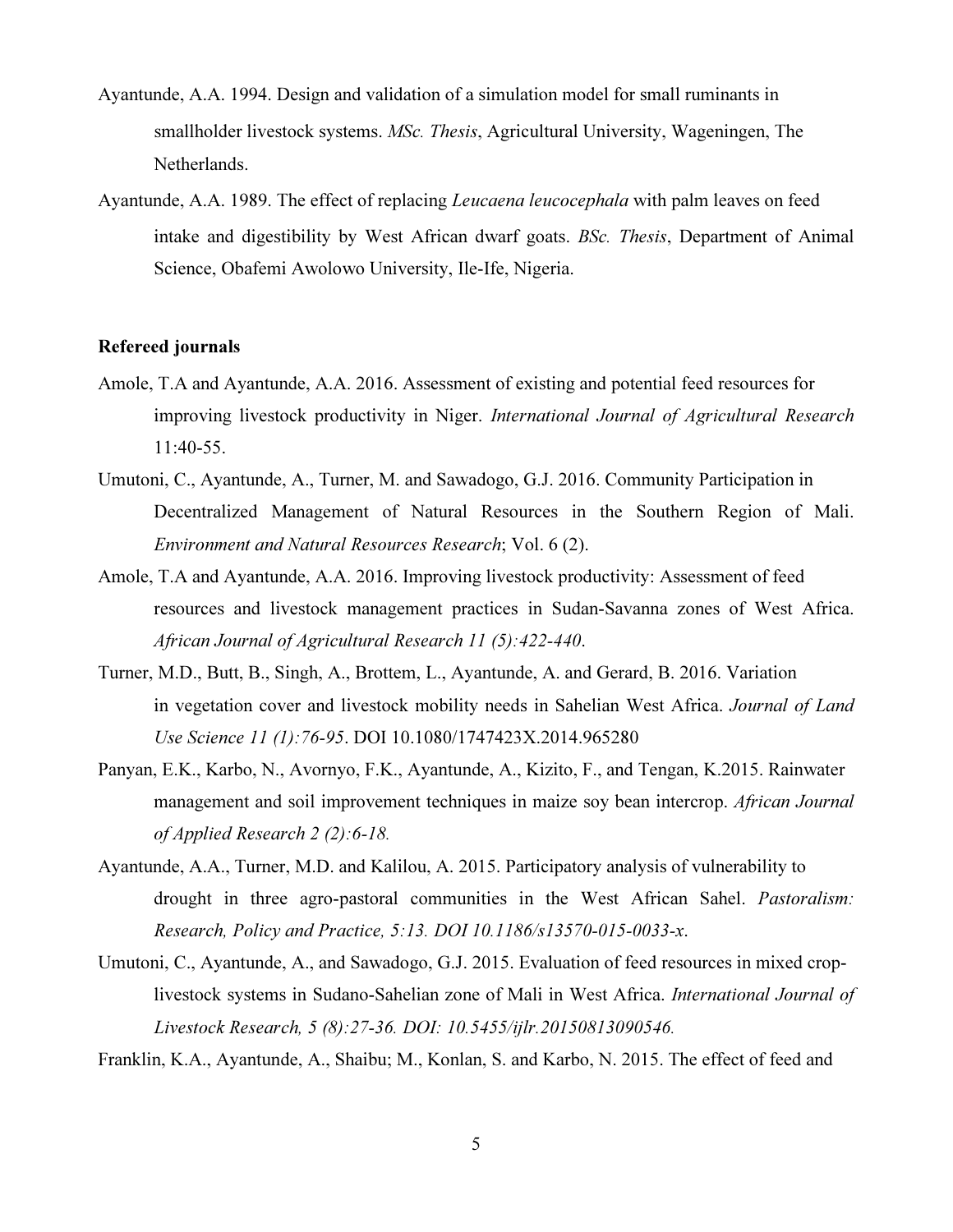Ayantunde, A.A. 1994. Design and validation of a simulation model for small ruminants in smallholder livestock systems. *MSc. Thesis*, Agricultural University, Wageningen, The Netherlands.

Ayantunde, A.A. 1989. The effect of replacing *Leucaena leucocephala* with palm leaves on feed intake and digestibility by West African dwarf goats. *BSc. Thesis*, Department of Animal Science, Obafemi Awolowo University, Ile-Ife, Nigeria.

**Refereed journals**

Amole, T.A and Ayantunde, A.A. 2016. Assessment of existing and potential feed resources for improving livestock productivity in Niger. *International Journal of Agricultural Research* 11:40-55.

Umutoni, C., Ayantunde, A., Turner, M. and Sawadogo, G.J. 2016. Community Participation in Decentralized Management of Natural Resources in the Southern Region of Mali. *Environment and Natural Resources Research*; Vol. 6 (2).

Amole, T.A and Ayantunde, A.A. 2016. Improving livestock productivity: Assessment of feed resources and livestock management practices in Sudan-Savanna zones of West Africa. *African Journal of Agricultural Research 11 (5):422-440*.

Turner, M.D., Butt, B., Singh, A., Brottem, L., Ayantunde, A. and Gerard, B. 2016. Variation in vegetation cover and livestock mobility needs in Sahelian West Africa. *Journal of Land Use Science 11 (1):76-95*. DOI 10.1080/1747423X.2014.965280

Panyan, E.K., Karbo, N., Avornyo, F.K., Ayantunde, A., Kizito, F., and Tengan, K.2015. Rainwater management and soil improvement techniques in maize soy bean intercrop. *African Journal of Applied Research 2 (2):6-18.*

Ayantunde, A.A., Turner, M.D. and Kalilou, A. 2015. Participatory analysis of vulnerability to drought in three agro-pastoral communities in the West African Sahel. *Pastoralism: Research, Policy and Practice, 5:13. DOI 10.1186/s13570-015-0033-x*.

Umutoni, C., Ayantunde, A., and Sawadogo, G.J. 2015. Evaluation of feed resources in mixed crop-livestock systems in Sudano-Sahelian zone of Mali in West Africa. *International Journal of Livestock Research, 5 (8):27-36. DOI: 10.5455/ijlr.20150813090546.*

Franklin, K.A., Ayantunde, A., Shaibu; M., Konlan, S. and Karbo, N. 2015. The effect of feed and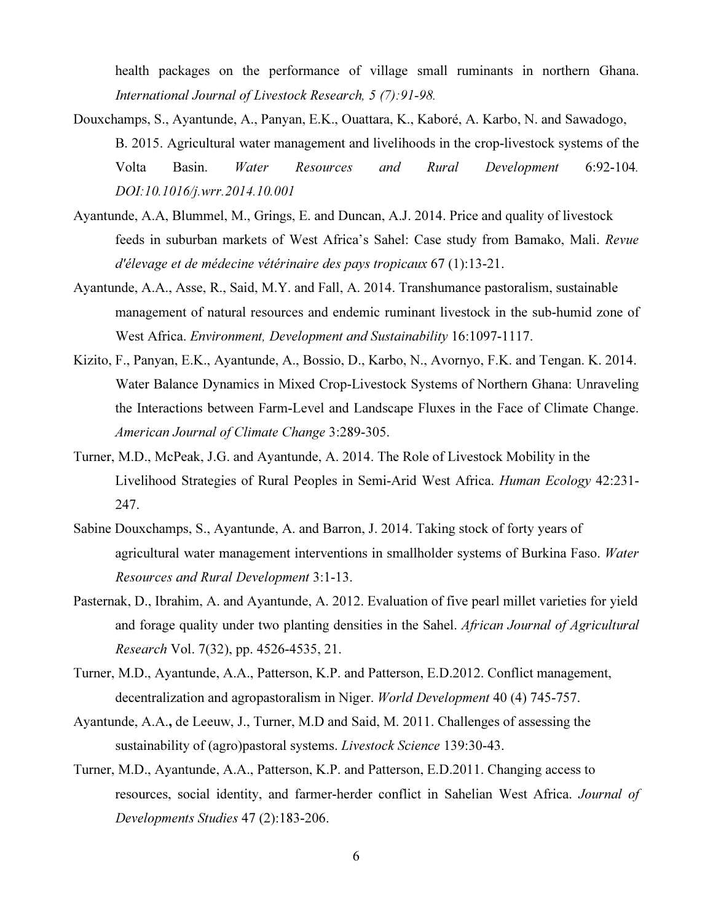health packages on the performance of village small ruminants in northern Ghana. *International Journal of Livestock Research, 5 (7):91-98.*

Douxchamps, S., Ayantunde, A., Panyan, E.K., Ouattara, K., Kaboré, A. Karbo, N. and Sawadogo, B. 2015. Agricultural water management and livelihoods in the crop-livestock systems of the Volta Basin. *Water Resources and Rural Development* 6:92-104*. DOI:10.1016/j.wrr.2014.10.001*

Ayantunde, A.A, Blummel, M., Grings, E. and Duncan, A.J. 2014. Price and quality of livestock feeds in suburban markets of West Africa's Sahel: Case study from Bamako, Mali. *Revue d'élevage et de médecine vétérinaire des pays tropicaux* 67 (1):13-21.

Ayantunde, A.A., Asse, R., Said, M.Y. and Fall, A. 2014. Transhumance pastoralism, sustainable management of natural resources and endemic ruminant livestock in the sub-humid zone of West Africa. *Environment, Development and Sustainability* 16:1097-1117.

Kizito, F., Panyan, E.K., Ayantunde, A., Bossio, D., Karbo, N., Avornyo, F.K. and Tengan. K. 2014. Water Balance Dynamics in Mixed Crop-Livestock Systems of Northern Ghana: Unraveling the Interactions between Farm-Level and Landscape Fluxes in the Face of Climate Change. *American Journal of Climate Change* 3:289-305.

Turner, M.D., McPeak, J.G. and Ayantunde, A. 2014. The Role of Livestock Mobility in the Livelihood Strategies of Rural Peoples in Semi-Arid West Africa. *Human Ecology* 42:231-247.

Sabine Douxchamps, S., Ayantunde, A. and Barron, J. 2014. Taking stock of forty years of agricultural water management interventions in smallholder systems of Burkina Faso. *Water Resources and Rural Development* 3:1-13.

Pasternak, D., Ibrahim, A. and Ayantunde, A. 2012. Evaluation of five pearl millet varieties for yield and forage quality under two planting densities in the Sahel. *African Journal of Agricultural Research* Vol. 7(32), pp. 4526-4535, 21.

Turner, M.D., Ayantunde, A.A., Patterson, K.P. and Patterson, E.D.2012. Conflict management, decentralization and agropastoralism in Niger. *World Development* 40 (4) 745-757.

Ayantunde, A.A.**,** de Leeuw, J., Turner, M.D and Said, M. 2011. Challenges of assessing the sustainability of (agro)pastoral systems. *Livestock Science* 139:30-43.

Turner, M.D., Ayantunde, A.A., Patterson, K.P. and Patterson, E.D.2011. Changing access to resources, social identity, and farmer-herder conflict in Sahelian West Africa. *Journal of Developments Studies* 47 (2):183-206.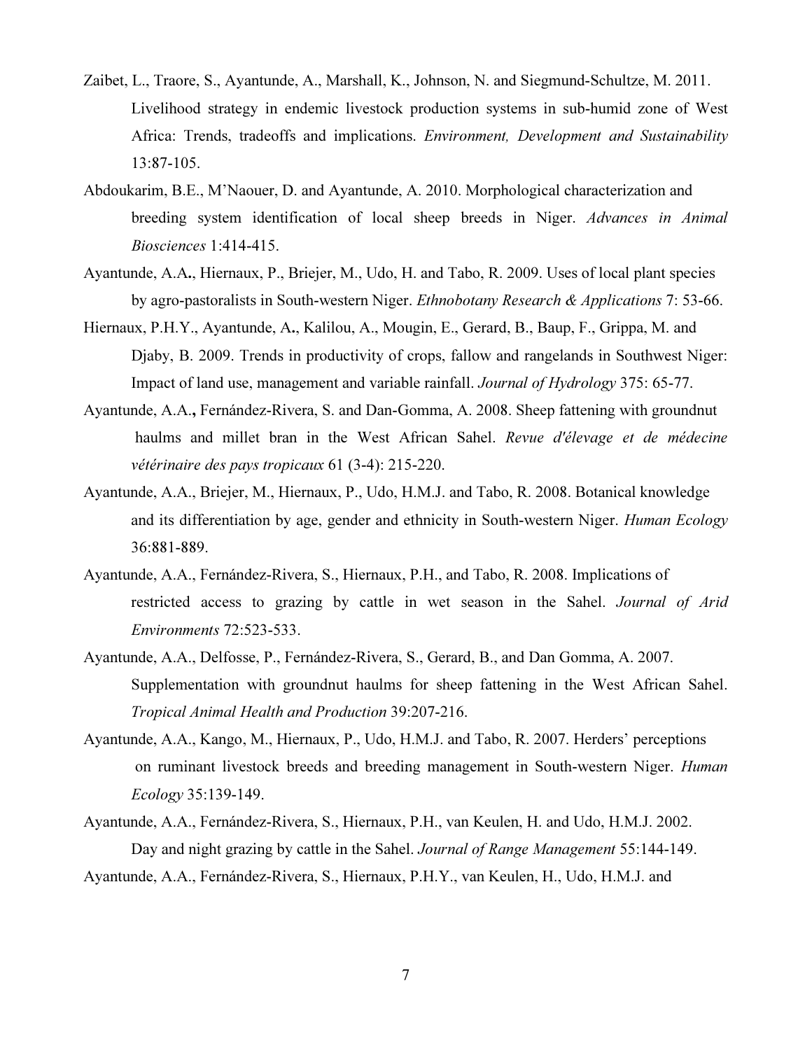Zaibet, L., Traore, S., Ayantunde, A., Marshall, K., Johnson, N. and Siegmund-Schultze, M. 2011. Livelihood strategy in endemic livestock production systems in sub-humid zone of West Africa: Trends, tradeoffs and implications. *Environment, Development and Sustainability* 13:87-105.

Abdoukarim, B.E., M'Naouer, D. and Ayantunde, A. 2010. Morphological characterization and breeding system identification of local sheep breeds in Niger. *Advances in Animal Biosciences* 1:414-415.

Ayantunde, A.A**.**, Hiernaux, P., Briejer, M., Udo, H. and Tabo, R. 2009. Uses of local plant species by agro-pastoralists in South-western Niger. *Ethnobotany Research & Applications* 7: 53-66.

Hiernaux, P.H.Y., Ayantunde, A**.**, Kalilou, A., Mougin, E., Gerard, B., Baup, F., Grippa, M. and Djaby, B. 2009. Trends in productivity of crops, fallow and rangelands in Southwest Niger: Impact of land use, management and variable rainfall. *Journal of Hydrology* 375: 65-77.

Ayantunde, A.A.**,** Fernández-Rivera, S. and Dan-Gomma, A. 2008. Sheep fattening with groundnut haulms and millet bran in the West African Sahel. *Revue d'élevage et de médecine vétérinaire des pays tropicaux* 61 (3-4): 215-220.

Ayantunde, A.A., Briejer, M., Hiernaux, P., Udo, H.M.J. and Tabo, R. 2008. Botanical knowledge and its differentiation by age, gender and ethnicity in South-western Niger. *Human Ecology* 36:881-889.

Ayantunde, A.A., Fernández-Rivera, S., Hiernaux, P.H., and Tabo, R. 2008. Implications of restricted access to grazing by cattle in wet season in the Sahel. *Journal of Arid Environments* 72:523-533.

Ayantunde, A.A., Delfosse, P., Fernández-Rivera, S., Gerard, B., and Dan Gomma, A. 2007. Supplementation with groundnut haulms for sheep fattening in the West African Sahel. *Tropical Animal Health and Production* 39:207-216.

Ayantunde, A.A., Kango, M., Hiernaux, P., Udo, H.M.J. and Tabo, R. 2007. Herders' perceptions on ruminant livestock breeds and breeding management in South-western Niger. *Human Ecology* 35:139-149.

Ayantunde, A.A., Fernández-Rivera, S., Hiernaux, P.H., van Keulen, H. and Udo, H.M.J. 2002. Day and night grazing by cattle in the Sahel. *Journal of Range Management* 55:144-149.

Ayantunde, A.A., Fernández-Rivera, S., Hiernaux, P.H.Y., van Keulen, H., Udo, H.M.J. and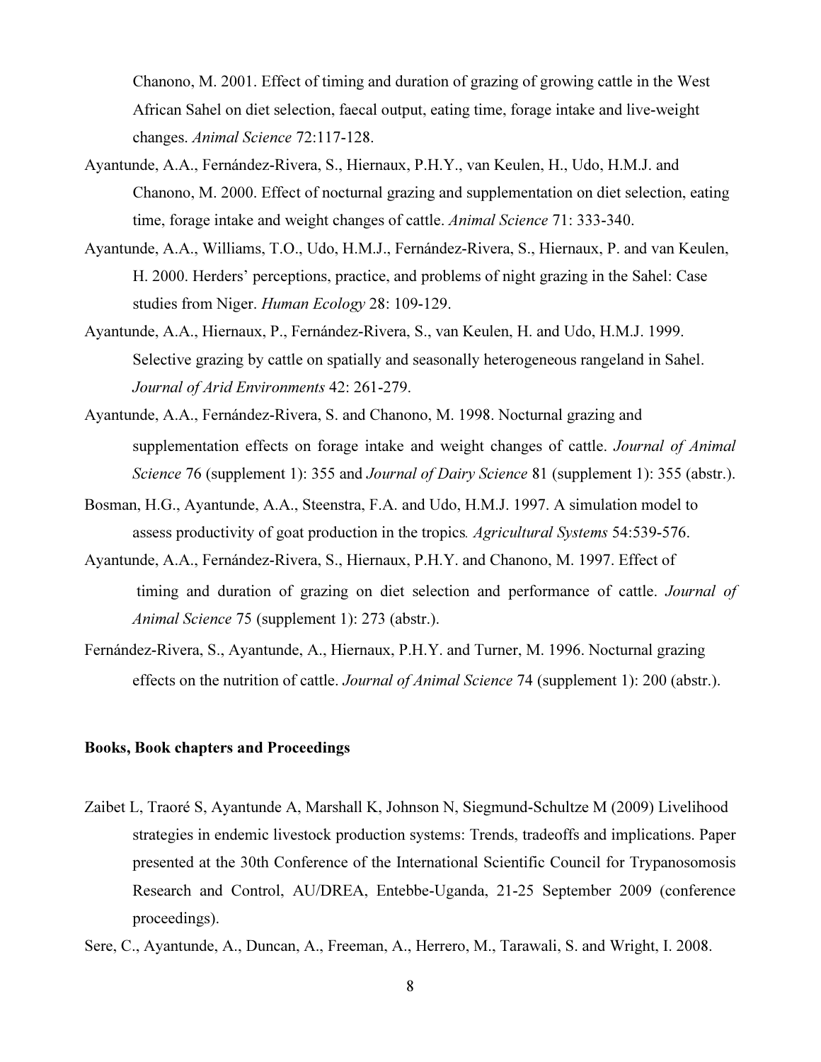Chanono, M. 2001. Effect of timing and duration of grazing of growing cattle in the West African Sahel on diet selection, faecal output, eating time, forage intake and live-weight changes. *Animal Science* 72:117-128.

Ayantunde, A.A., Fernández-Rivera, S., Hiernaux, P.H.Y., van Keulen, H., Udo, H.M.J. and Chanono, M. 2000. Effect of nocturnal grazing and supplementation on diet selection, eating time, forage intake and weight changes of cattle. *Animal Science* 71: 333-340.

Ayantunde, A.A., Williams, T.O., Udo, H.M.J., Fernández-Rivera, S., Hiernaux, P. and van Keulen, H. 2000. Herders' perceptions, practice, and problems of night grazing in the Sahel: Case studies from Niger. *Human Ecology* 28: 109-129.

Ayantunde, A.A., Hiernaux, P., Fernández-Rivera, S., van Keulen, H. and Udo, H.M.J. 1999. Selective grazing by cattle on spatially and seasonally heterogeneous rangeland in Sahel. *Journal of Arid Environments* 42: 261-279.

Ayantunde, A.A., Fernández-Rivera, S. and Chanono, M. 1998. Nocturnal grazing and supplementation effects on forage intake and weight changes of cattle. *Journal of Animal Science* 76 (supplement 1): 355 and *Journal of Dairy Science* 81 (supplement 1): 355 (abstr.).

Bosman, H.G., Ayantunde, A.A., Steenstra, F.A. and Udo, H.M.J. 1997. A simulation model to assess productivity of goat production in the tropics*. Agricultural Systems* 54:539-576.

Ayantunde, A.A., Fernández-Rivera, S., Hiernaux, P.H.Y. and Chanono, M. 1997. Effect of timing and duration of grazing on diet selection and performance of cattle. *Journal of Animal Science* 75 (supplement 1): 273 (abstr.).

Fernández-Rivera, S., Ayantunde, A., Hiernaux, P.H.Y. and Turner, M. 1996. Nocturnal grazing effects on the nutrition of cattle. *Journal of Animal Science* 74 (supplement 1): 200 (abstr.).

**Books, Book chapters and Proceedings**

Zaibet L, Traoré S, Ayantunde A, Marshall K, Johnson N, Siegmund-Schultze M (2009) Livelihood strategies in endemic livestock production systems: Trends, tradeoffs and implications. Paper presented at the 30th Conference of the International Scientific Council for Trypanosomosis Research and Control, AU/DREA, Entebbe-Uganda, 21-25 September 2009 (conference proceedings).

Sere, C., Ayantunde, A., Duncan, A., Freeman, A., Herrero, M., Tarawali, S. and Wright, I. 2008.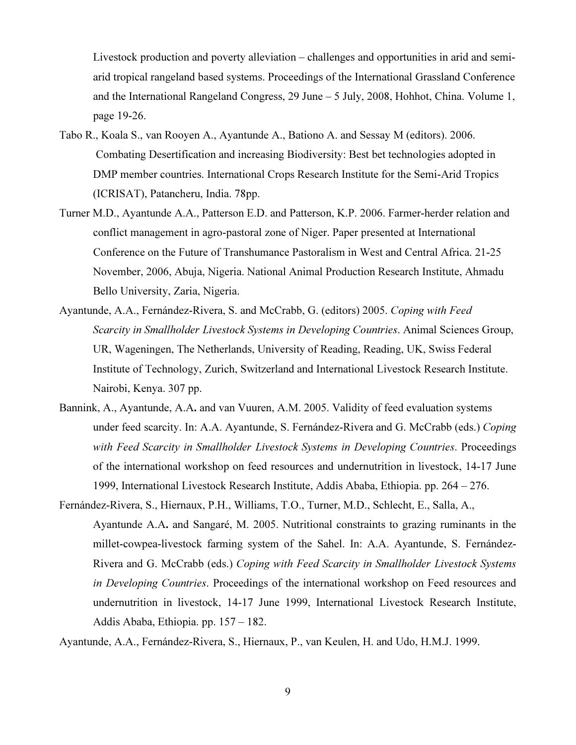Livestock production and poverty alleviation – challenges and opportunities in arid and semi-arid tropical rangeland based systems. Proceedings of the International Grassland Conference and the International Rangeland Congress, 29 June – 5 July, 2008, Hohhot, China. Volume 1, page 19-26.

Tabo R., Koala S., van Rooyen A., Ayantunde A., Bationo A. and Sessay M (editors). 2006. Combating Desertification and increasing Biodiversity: Best bet technologies adopted in DMP member countries. International Crops Research Institute for the Semi-Arid Tropics (ICRISAT), Patancheru, India. 78pp.

Turner M.D., Ayantunde A.A., Patterson E.D. and Patterson, K.P. 2006. Farmer-herder relation and conflict management in agro-pastoral zone of Niger. Paper presented at International Conference on the Future of Transhumance Pastoralism in West and Central Africa. 21-25 November, 2006, Abuja, Nigeria. National Animal Production Research Institute, Ahmadu Bello University, Zaria, Nigeria.

Ayantunde, A.A., Fernández-Rivera, S. and McCrabb, G. (editors) 2005. *Coping with Feed Scarcity in Smallholder Livestock Systems in Developing Countries*. Animal Sciences Group, UR, Wageningen, The Netherlands, University of Reading, Reading, UK, Swiss Federal Institute of Technology, Zurich, Switzerland and International Livestock Research Institute. Nairobi, Kenya. 307 pp.

Bannink, A., Ayantunde, A.A**.** and van Vuuren, A.M. 2005. Validity of feed evaluation systems under feed scarcity. In: A.A. Ayantunde, S. Fernández-Rivera and G. McCrabb (eds.) *Coping with Feed Scarcity in Smallholder Livestock Systems in Developing Countries*. Proceedings of the international workshop on feed resources and undernutrition in livestock, 14-17 June 1999, International Livestock Research Institute, Addis Ababa, Ethiopia. pp. 264 – 276.

Fernández-Rivera, S., Hiernaux, P.H., Williams, T.O., Turner, M.D., Schlecht, E., Salla, A., Ayantunde A.A**.** and Sangaré, M. 2005. Nutritional constraints to grazing ruminants in the millet-cowpea-livestock farming system of the Sahel. In: A.A. Ayantunde, S. Fernández-Rivera and G. McCrabb (eds.) *Coping with Feed Scarcity in Smallholder Livestock Systems in Developing Countries*. Proceedings of the international workshop on Feed resources and undernutrition in livestock, 14-17 June 1999, International Livestock Research Institute, Addis Ababa, Ethiopia. pp. 157 – 182.

Ayantunde, A.A., Fernández-Rivera, S., Hiernaux, P., van Keulen, H. and Udo, H.M.J. 1999.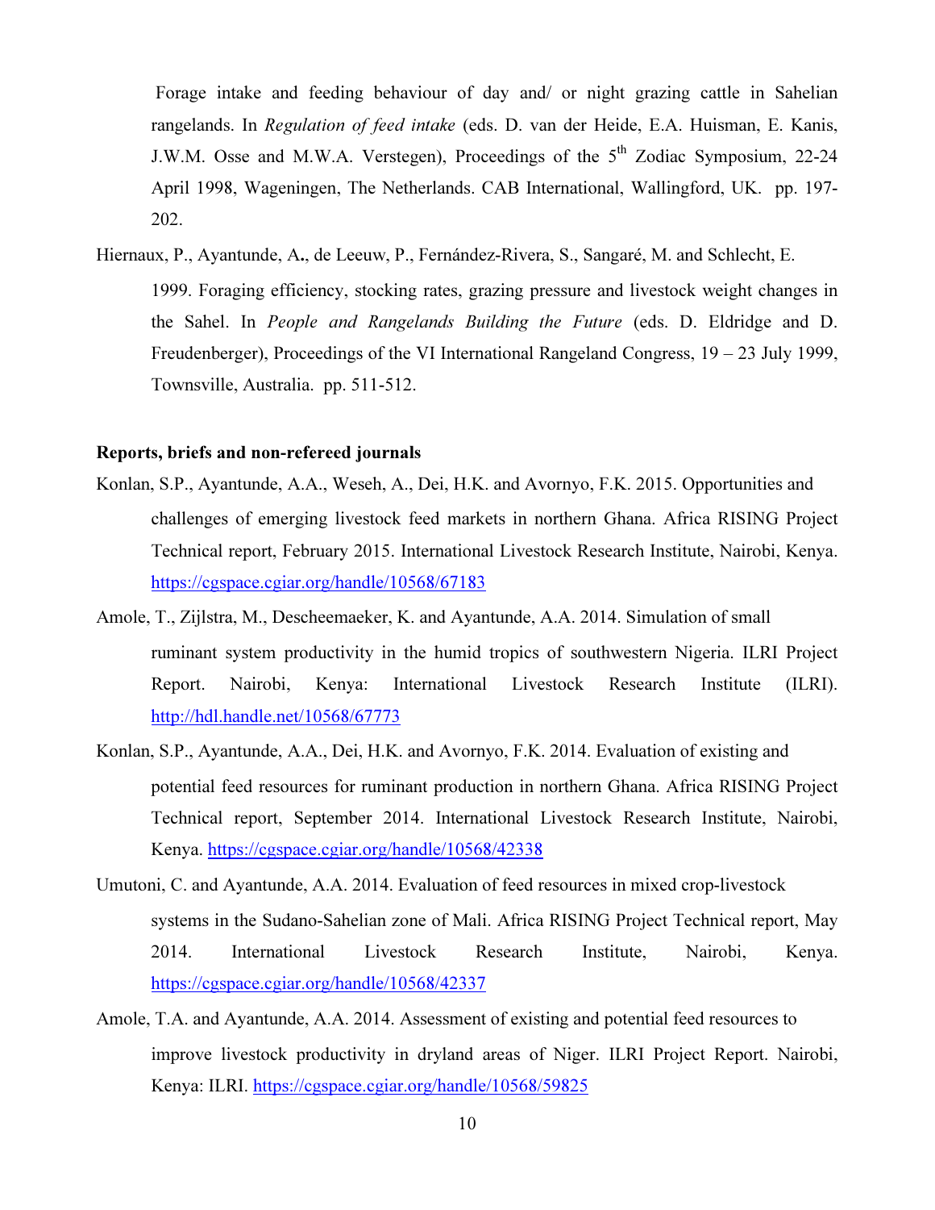Forage intake and feeding behaviour of day and/ or night grazing cattle in Sahelian rangelands. In *Regulation of feed intake* (eds. D. van der Heide, E.A. Huisman, E. Kanis, J.W.M. Osse and M.W.A. Verstegen), Proceedings of the 5th Zodiac Symposium, 22-24 April 1998, Wageningen, The Netherlands. CAB International, Wallingford, UK. pp. 197-202.

Hiernaux, P., Ayantunde, A**.**, de Leeuw, P., Fernández-Rivera, S., Sangaré, M. and Schlecht, E. 1999. Foraging efficiency, stocking rates, grazing pressure and livestock weight changes in the Sahel. In *People and Rangelands Building the Future* (eds. D. Eldridge and D. Freudenberger), Proceedings of the VI International Rangeland Congress, 19 – 23 July 1999, Townsville, Australia. pp. 511-512.

**Reports, briefs and non-refereed journals**

Konlan, S.P., Ayantunde, A.A., Weseh, A., Dei, H.K. and Avornyo, F.K. 2015. Opportunities and challenges of emerging livestock feed markets in northern Ghana. Africa RISING Project Technical report, February 2015. International Livestock Research Institute, Nairobi, Kenya. https://cgspace.cgiar.org/handle/10568/67183

Amole, T., Zijlstra, M., Descheemaeker, K. and Ayantunde, A.A. 2014. Simulation of small ruminant system productivity in the humid tropics of southwestern Nigeria. ILRI Project Report. Nairobi, Kenya: International Livestock Research Institute (ILRI). http://hdl.handle.net/10568/67773

Konlan, S.P., Ayantunde, A.A., Dei, H.K. and Avornyo, F.K. 2014. Evaluation of existing and potential feed resources for ruminant production in northern Ghana. Africa RISING Project Technical report, September 2014. International Livestock Research Institute, Nairobi, Kenya. https://cgspace.cgiar.org/handle/10568/42338

Umutoni, C. and Ayantunde, A.A. 2014. Evaluation of feed resources in mixed crop-livestock systems in the Sudano-Sahelian zone of Mali. Africa RISING Project Technical report, May 2014. International Livestock Research Institute, Nairobi, Kenya. https://cgspace.cgiar.org/handle/10568/42337

Amole, T.A. and Ayantunde, A.A. 2014. Assessment of existing and potential feed resources to improve livestock productivity in dryland areas of Niger. ILRI Project Report. Nairobi, Kenya: ILRI. https://cgspace.cgiar.org/handle/10568/59825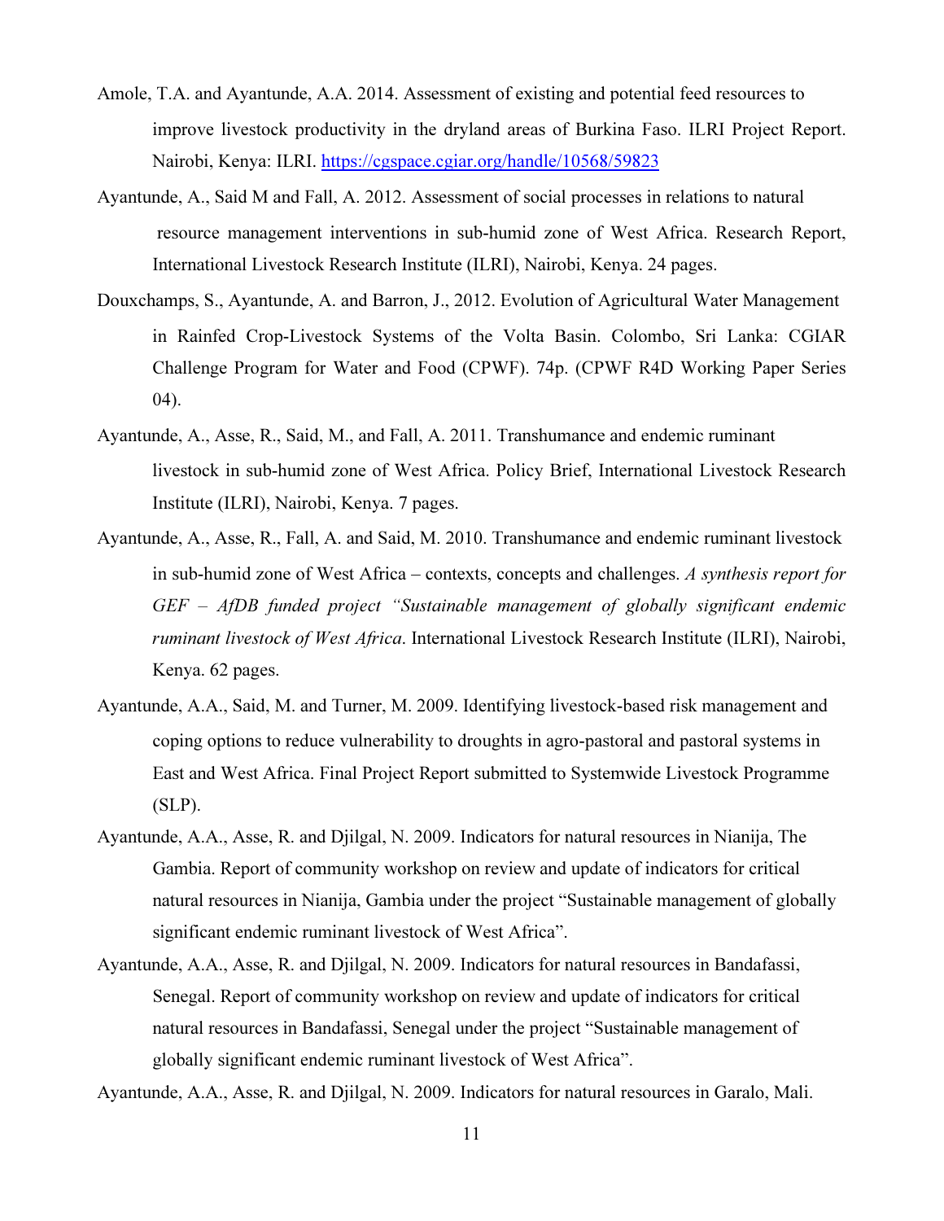Amole, T.A. and Ayantunde, A.A. 2014. Assessment of existing and potential feed resources to improve livestock productivity in the dryland areas of Burkina Faso. ILRI Project Report. Nairobi, Kenya: ILRI. https://cgspace.cgiar.org/handle/10568/59823

Ayantunde, A., Said M and Fall, A. 2012. Assessment of social processes in relations to natural resource management interventions in sub-humid zone of West Africa. Research Report, International Livestock Research Institute (ILRI), Nairobi, Kenya. 24 pages.

Douxchamps, S., Ayantunde, A. and Barron, J., 2012. Evolution of Agricultural Water Management in Rainfed Crop-Livestock Systems of the Volta Basin. Colombo, Sri Lanka: CGIAR Challenge Program for Water and Food (CPWF). 74p. (CPWF R4D Working Paper Series 04).

Ayantunde, A., Asse, R., Said, M., and Fall, A. 2011. Transhumance and endemic ruminant livestock in sub-humid zone of West Africa. Policy Brief, International Livestock Research Institute (ILRI), Nairobi, Kenya. 7 pages.

Ayantunde, A., Asse, R., Fall, A. and Said, M. 2010. Transhumance and endemic ruminant livestock in sub-humid zone of West Africa – contexts, concepts and challenges. *A synthesis report for GEF – AfDB funded project "Sustainable management of globally significant endemic ruminant livestock of West Africa*. International Livestock Research Institute (ILRI), Nairobi, Kenya. 62 pages.

Ayantunde, A.A., Said, M. and Turner, M. 2009. Identifying livestock-based risk management and coping options to reduce vulnerability to droughts in agro-pastoral and pastoral systems in East and West Africa. Final Project Report submitted to Systemwide Livestock Programme (SLP).

Ayantunde, A.A., Asse, R. and Djilgal, N. 2009. Indicators for natural resources in Nianija, The Gambia. Report of community workshop on review and update of indicators for critical natural resources in Nianija, Gambia under the project "Sustainable management of globally significant endemic ruminant livestock of West Africa".

Ayantunde, A.A., Asse, R. and Djilgal, N. 2009. Indicators for natural resources in Bandafassi, Senegal. Report of community workshop on review and update of indicators for critical natural resources in Bandafassi, Senegal under the project "Sustainable management of globally significant endemic ruminant livestock of West Africa".

Ayantunde, A.A., Asse, R. and Djilgal, N. 2009. Indicators for natural resources in Garalo, Mali.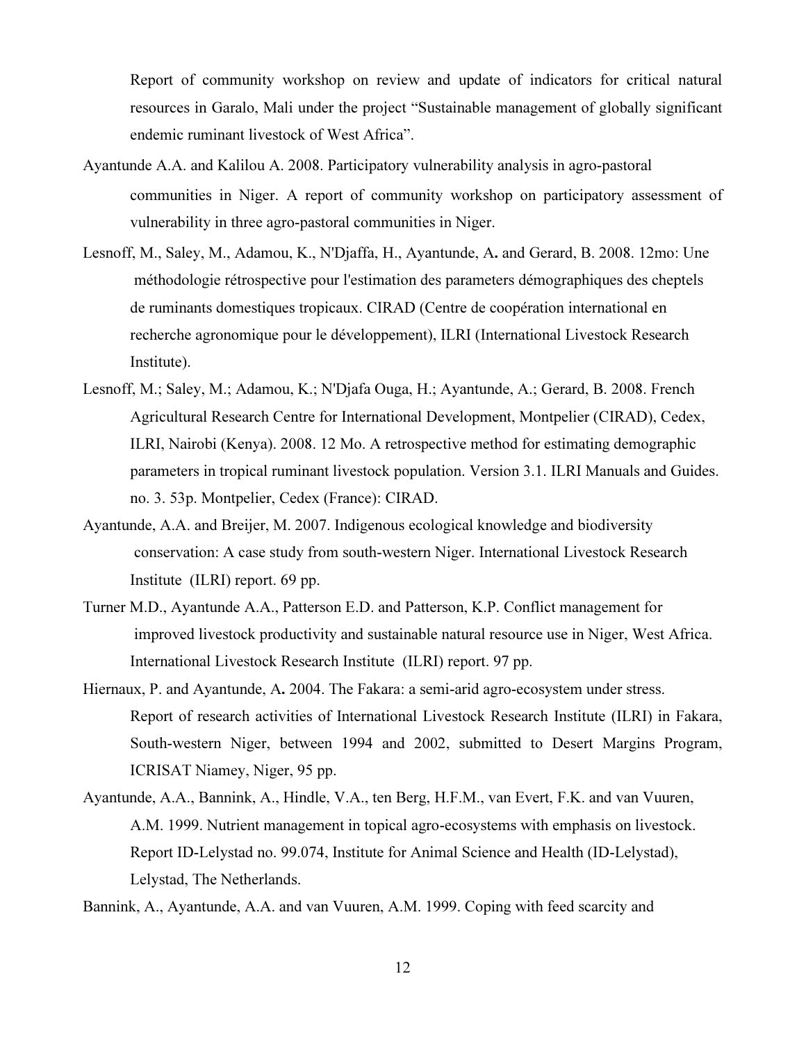Report of community workshop on review and update of indicators for critical natural resources in Garalo, Mali under the project “Sustainable management of globally significant endemic ruminant livestock of West Africa”.

Ayantunde A.A. and Kalilou A. 2008. Participatory vulnerability analysis in agro-pastoral communities in Niger. A report of community workshop on participatory assessment of vulnerability in three agro-pastoral communities in Niger.

Lesnoff, M., Saley, M., Adamou, K., N'Djaffa, H., Ayantunde, A**.** and Gerard, B. 2008. 12mo: Une méthodologie rétrospective pour l'estimation des parameters démographiques des cheptels de ruminants domestiques tropicaux. CIRAD (Centre de coopération international en recherche agronomique pour le développement), ILRI (International Livestock Research Institute).

Lesnoff, M.; Saley, M.; Adamou, K.; N'Djafa Ouga, H.; Ayantunde, A.; Gerard, B. 2008. French Agricultural Research Centre for International Development, Montpelier (CIRAD), Cedex, ILRI, Nairobi (Kenya). 2008. 12 Mo. A retrospective method for estimating demographic parameters in tropical ruminant livestock population. Version 3.1. ILRI Manuals and Guides. no. 3. 53p. Montpelier, Cedex (France): CIRAD.

Ayantunde, A.A. and Breijer, M. 2007. Indigenous ecological knowledge and biodiversity conservation: A case study from south-western Niger. International Livestock Research Institute (ILRI) report. 69 pp.

Turner M.D., Ayantunde A.A., Patterson E.D. and Patterson, K.P. Conflict management for improved livestock productivity and sustainable natural resource use in Niger, West Africa. International Livestock Research Institute (ILRI) report. 97 pp.

Hiernaux, P. and Ayantunde, A**.** 2004. The Fakara: a semi-arid agro-ecosystem under stress. Report of research activities of International Livestock Research Institute (ILRI) in Fakara, South-western Niger, between 1994 and 2002, submitted to Desert Margins Program, ICRISAT Niamey, Niger, 95 pp.

Ayantunde, A.A., Bannink, A., Hindle, V.A., ten Berg, H.F.M., van Evert, F.K. and van Vuuren, A.M. 1999. Nutrient management in topical agro-ecosystems with emphasis on livestock. Report ID-Lelystad no. 99.074, Institute for Animal Science and Health (ID-Lelystad), Lelystad, The Netherlands.

Bannink, A., Ayantunde, A.A. and van Vuuren, A.M. 1999. Coping with feed scarcity and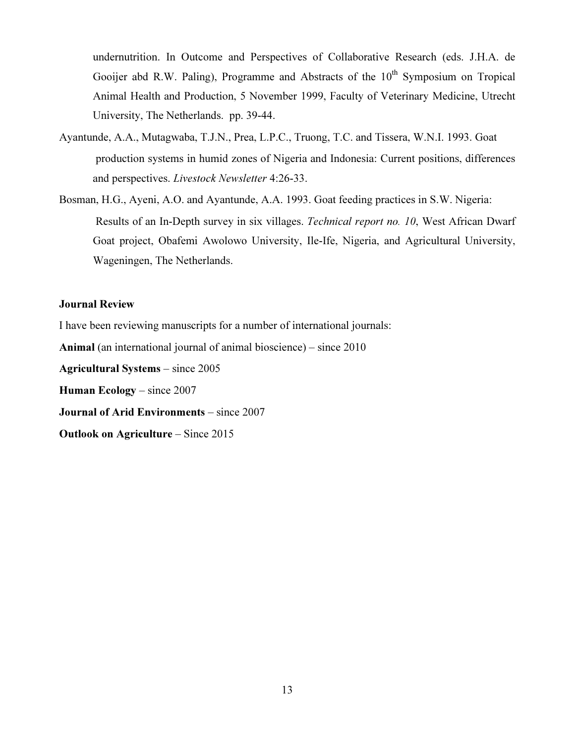undernutrition. In Outcome and Perspectives of Collaborative Research (eds. J.H.A. de Gooijer abd R.W. Paling), Programme and Abstracts of the 10th Symposium on Tropical Animal Health and Production, 5 November 1999, Faculty of Veterinary Medicine, Utrecht University, The Netherlands. pp. 39-44.

Ayantunde, A.A., Mutagwaba, T.J.N., Prea, L.P.C., Truong, T.C. and Tissera, W.N.I. 1993. Goat production systems in humid zones of Nigeria and Indonesia: Current positions, differences and perspectives. *Livestock Newsletter* 4:26-33.

Bosman, H.G., Ayeni, A.O. and Ayantunde, A.A. 1993. Goat feeding practices in S.W. Nigeria: Results of an In-Depth survey in six villages. *Technical report no. 10*, West African Dwarf Goat project, Obafemi Awolowo University, Ile-Ife, Nigeria, and Agricultural University, Wageningen, The Netherlands.

**Journal Review**

I have been reviewing manuscripts for a number of international journals:

**Animal** (an international journal of animal bioscience) – since 2010

**Agricultural Systems** – since 2005

**Human Ecology** – since 2007

**Journal of Arid Environments** – since 2007

**Outlook on Agriculture** – Since 2015